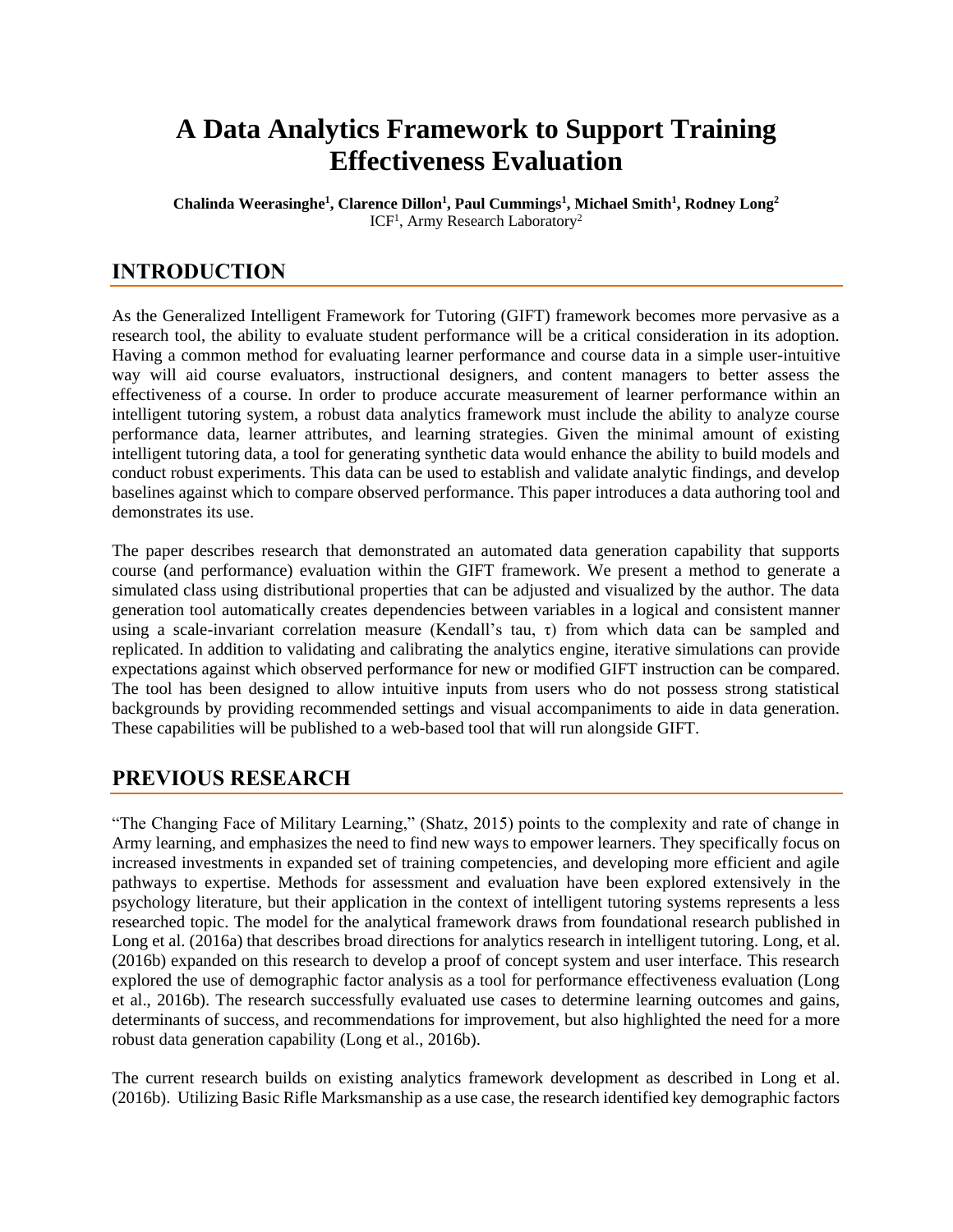# A Data Analytics Framework to Support Training Effectiveness Evaluation

**Chalinda Weerasinghe[1], Clarence Dillon[1], Paul Cummings[1], Michael Smith[1], Rodney Long[2]**
ICF[1], Army Research Laboratory[2]

## INTRODUCTION

As the Generalized Intelligent Framework for Tutoring (GIFT) framework becomes more pervasive as a research tool, the ability to evaluate student performance will be a critical consideration in its adoption. Having a common method for evaluating learner performance and course data in a simple user-intuitive way will aid course evaluators, instructional designers, and content managers to better assess the effectiveness of a course. In order to produce accurate measurement of learner performance within an intelligent tutoring system, a robust data analytics framework must include the ability to analyze course performance data, learner attributes, and learning strategies. Given the minimal amount of existing intelligent tutoring data, a tool for generating synthetic data would enhance the ability to build models and conduct robust experiments. This data can be used to establish and validate analytic findings, and develop baselines against which to compare observed performance. This paper introduces a data authoring tool and demonstrates its use.

The paper describes research that demonstrated an automated data generation capability that supports course (and performance) evaluation within the GIFT framework. We present a method to generate a simulated class using distributional properties that can be adjusted and visualized by the author. The data generation tool automatically creates dependencies between variables in a logical and consistent manner using a scale-invariant correlation measure (Kendall's tau, $\tau$) from which data can be sampled and replicated. In addition to validating and calibrating the analytics engine, iterative simulations can provide expectations against which observed performance for new or modified GIFT instruction can be compared. The tool has been designed to allow intuitive inputs from users who do not possess strong statistical backgrounds by providing recommended settings and visual accompaniments to aide in data generation. These capabilities will be published to a web-based tool that will run alongside GIFT.

## PREVIOUS RESEARCH

"The Changing Face of Military Learning," (Shatz, 2015) points to the complexity and rate of change in Army learning, and emphasizes the need to find new ways to empower learners. They specifically focus on increased investments in expanded set of training competencies, and developing more efficient and agile pathways to expertise. Methods for assessment and evaluation have been explored extensively in the psychology literature, but their application in the context of intelligent tutoring systems represents a less researched topic. The model for the analytical framework draws from foundational research published in Long et al. (2016a) that describes broad directions for analytics research in intelligent tutoring. Long, et al. (2016b) expanded on this research to develop a proof of concept system and user interface. This research explored the use of demographic factor analysis as a tool for performance effectiveness evaluation (Long et al., 2016b). The research successfully evaluated use cases to determine learning outcomes and gains, determinants of success, and recommendations for improvement, but also highlighted the need for a more robust data generation capability (Long et al., 2016b).

The current research builds on existing analytics framework development as described in Long et al. (2016b). Utilizing Basic Rifle Marksmanship as a use case, the research identified key demographic factors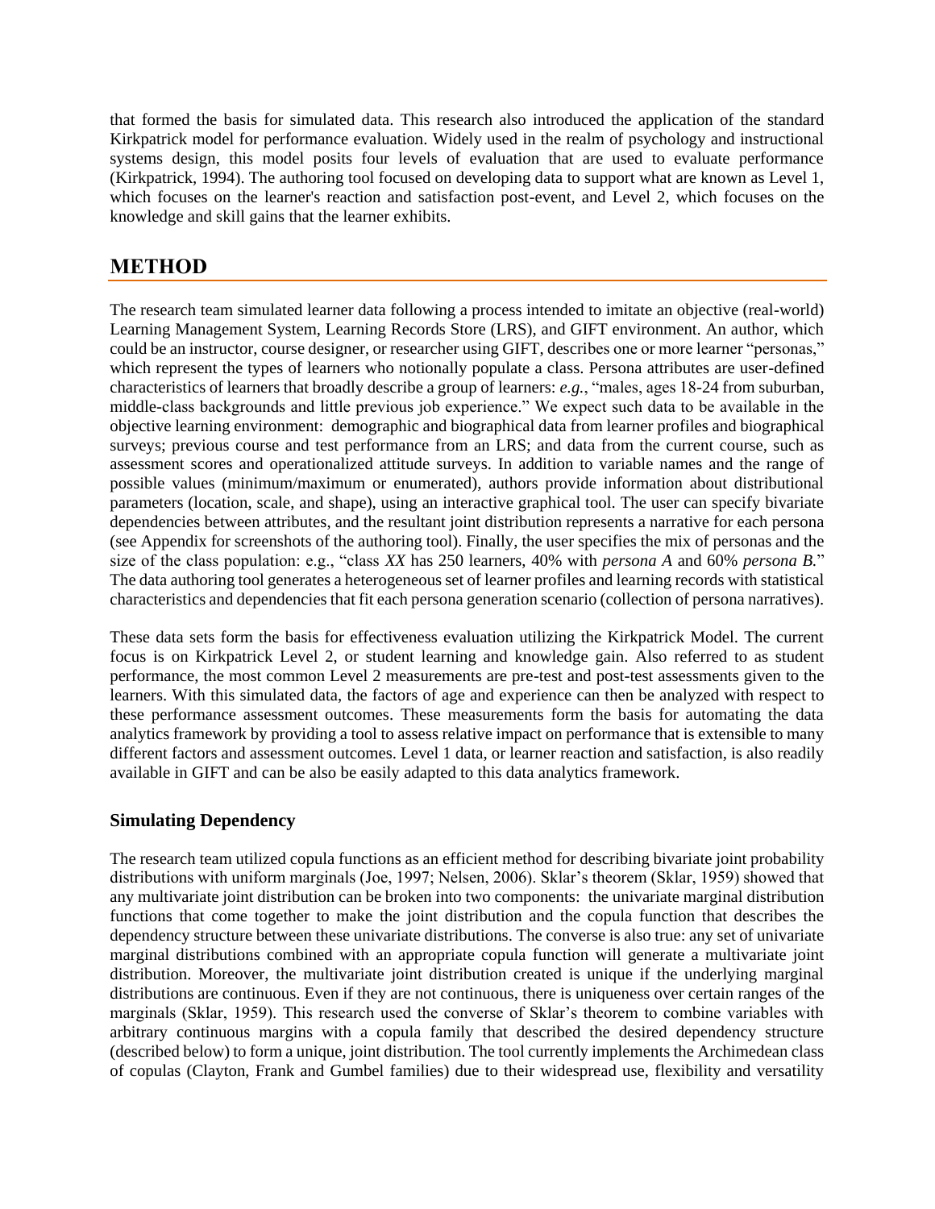that formed the basis for simulated data. This research also introduced the application of the standard Kirkpatrick model for performance evaluation. Widely used in the realm of psychology and instructional systems design, this model posits four levels of evaluation that are used to evaluate performance (Kirkpatrick, 1994). The authoring tool focused on developing data to support what are known as Level 1, which focuses on the learner's reaction and satisfaction post-event, and Level 2, which focuses on the knowledge and skill gains that the learner exhibits.

## METHOD

The research team simulated learner data following a process intended to imitate an objective (real-world) Learning Management System, Learning Records Store (LRS), and GIFT environment. An author, which could be an instructor, course designer, or researcher using GIFT, describes one or more learner "personas," which represent the types of learners who notionally populate a class. Persona attributes are user-defined characteristics of learners that broadly describe a group of learners: *e.g.*, "males, ages 18-24 from suburban, middle-class backgrounds and little previous job experience." We expect such data to be available in the objective learning environment: demographic and biographical data from learner profiles and biographical surveys; previous course and test performance from an LRS; and data from the current course, such as assessment scores and operationalized attitude surveys. In addition to variable names and the range of possible values (minimum/maximum or enumerated), authors provide information about distributional parameters (location, scale, and shape), using an interactive graphical tool. The user can specify bivariate dependencies between attributes, and the resultant joint distribution represents a narrative for each persona (see Appendix for screenshots of the authoring tool). Finally, the user specifies the mix of personas and the size of the class population: e.g., "class *XX* has 250 learners, 40% with *persona A* and 60% *persona B.*" The data authoring tool generates a heterogeneous set of learner profiles and learning records with statistical characteristics and dependencies that fit each persona generation scenario (collection of persona narratives).

These data sets form the basis for effectiveness evaluation utilizing the Kirkpatrick Model. The current focus is on Kirkpatrick Level 2, or student learning and knowledge gain. Also referred to as student performance, the most common Level 2 measurements are pre-test and post-test assessments given to the learners. With this simulated data, the factors of age and experience can then be analyzed with respect to these performance assessment outcomes. These measurements form the basis for automating the data analytics framework by providing a tool to assess relative impact on performance that is extensible to many different factors and assessment outcomes. Level 1 data, or learner reaction and satisfaction, is also readily available in GIFT and can be also be easily adapted to this data analytics framework.

### Simulating Dependency

The research team utilized copula functions as an efficient method for describing bivariate joint probability distributions with uniform marginals (Joe, 1997; Nelsen, 2006). Sklar's theorem (Sklar, 1959) showed that any multivariate joint distribution can be broken into two components: the univariate marginal distribution functions that come together to make the joint distribution and the copula function that describes the dependency structure between these univariate distributions. The converse is also true: any set of univariate marginal distributions combined with an appropriate copula function will generate a multivariate joint distribution. Moreover, the multivariate joint distribution created is unique if the underlying marginal distributions are continuous. Even if they are not continuous, there is uniqueness over certain ranges of the marginals (Sklar, 1959). This research used the converse of Sklar's theorem to combine variables with arbitrary continuous margins with a copula family that described the desired dependency structure (described below) to form a unique, joint distribution. The tool currently implements the Archimedean class of copulas (Clayton, Frank and Gumbel families) due to their widespread use, flexibility and versatility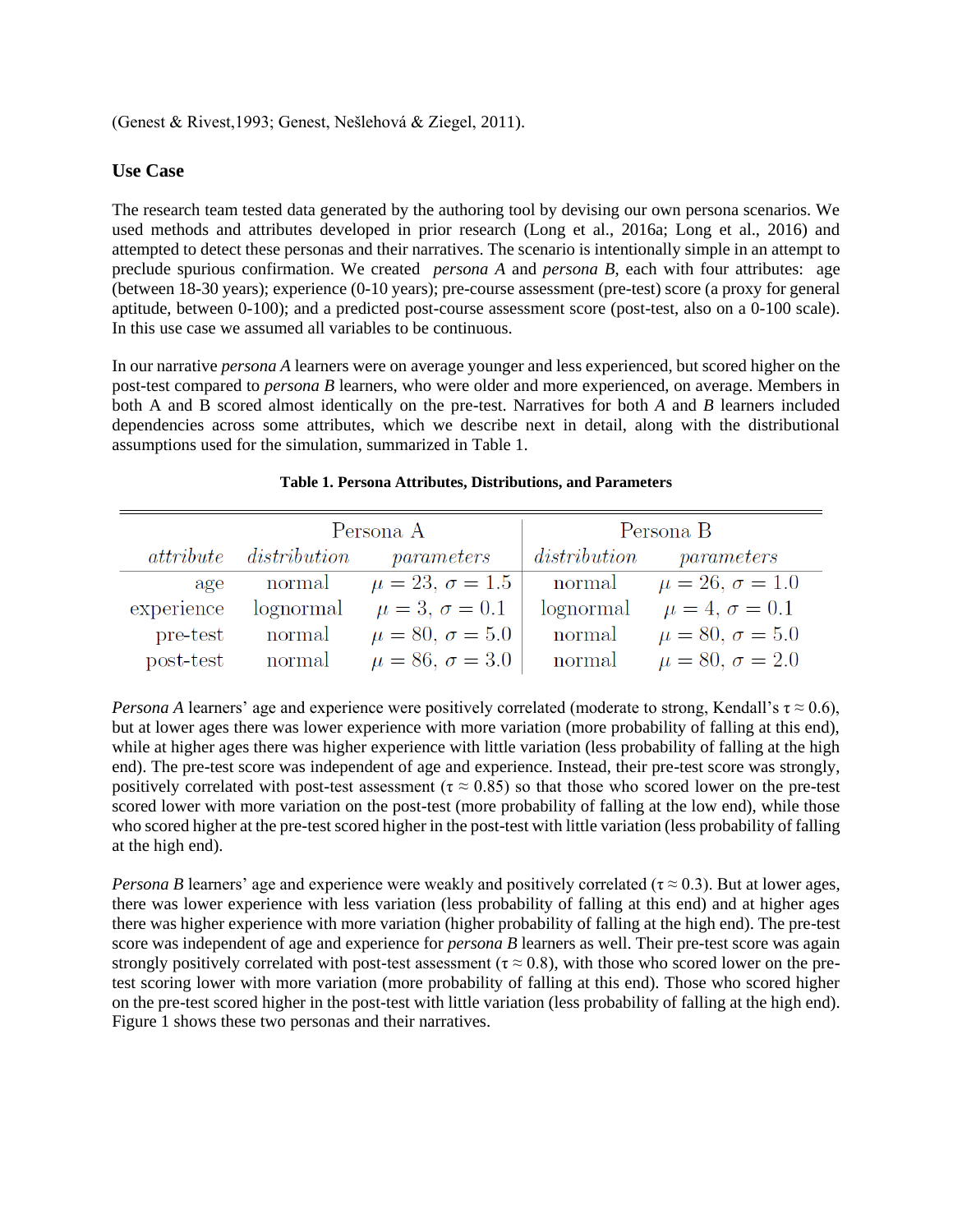(Genest & Rivest,1993; Genest, Nešlehová & Ziegel, 2011).

## Use Case

The research team tested data generated by the authoring tool by devising our own persona scenarios. We used methods and attributes developed in prior research (Long et al., 2016a; Long et al., 2016) and attempted to detect these personas and their narratives. The scenario is intentionally simple in an attempt to preclude spurious confirmation. We created *persona A* and *persona B*, each with four attributes: age (between 18-30 years); experience (0-10 years); pre-course assessment (pre-test) score (a proxy for general aptitude, between 0-100); and a predicted post-course assessment score (post-test, also on a 0-100 scale). In this use case we assumed all variables to be continuous.

In our narrative *persona A* learners were on average younger and less experienced, but scored higher on the post-test compared to *persona B* learners, who were older and more experienced, on average. Members in both A and B scored almost identically on the pre-test. Narratives for both *A* and *B* learners included dependencies across some attributes, which we describe next in detail, along with the distributional assumptions used for the simulation, summarized in Table 1.

**Table 1. Persona Attributes, Distributions, and Parameters**

| | Persona A | | Persona B | |
|---|---|---|---|---|
| *attribute* | *distribution* | *parameters* | *distribution* | *parameters* |
| age | normal | $\mu = 23,\ \sigma = 1.5$ | normal | $\mu = 26,\ \sigma = 1.0$ |
| experience | lognormal | $\mu = 3,\ \sigma = 0.1$ | lognormal | $\mu = 4,\ \sigma = 0.1$ |
| pre-test | normal | $\mu = 80,\ \sigma = 5.0$ | normal | $\mu = 80,\ \sigma = 5.0$ |
| post-test | normal | $\mu = 86,\ \sigma = 3.0$ | normal | $\mu = 80,\ \sigma = 2.0$ |

*Persona A* learners' age and experience were positively correlated (moderate to strong, Kendall's $\tau \approx 0.6$), but at lower ages there was lower experience with more variation (more probability of falling at this end), while at higher ages there was higher experience with little variation (less probability of falling at the high end). The pre-test score was independent of age and experience. Instead, their pre-test score was strongly, positively correlated with post-test assessment ($\tau \approx 0.85$) so that those who scored lower on the pre-test scored lower with more variation on the post-test (more probability of falling at the low end), while those who scored higher at the pre-test scored higher in the post-test with little variation (less probability of falling at the high end).

*Persona B* learners' age and experience were weakly and positively correlated ($\tau \approx 0.3$). But at lower ages, there was lower experience with less variation (less probability of falling at this end) and at higher ages there was higher experience with more variation (higher probability of falling at the high end). The pre-test score was independent of age and experience for *persona B* learners as well. Their pre-test score was again strongly positively correlated with post-test assessment ($\tau \approx 0.8$), with those who scored lower on the pre-test scoring lower with more variation (more probability of falling at this end). Those who scored higher on the pre-test scored higher in the post-test with little variation (less probability of falling at the high end). Figure 1 shows these two personas and their narratives.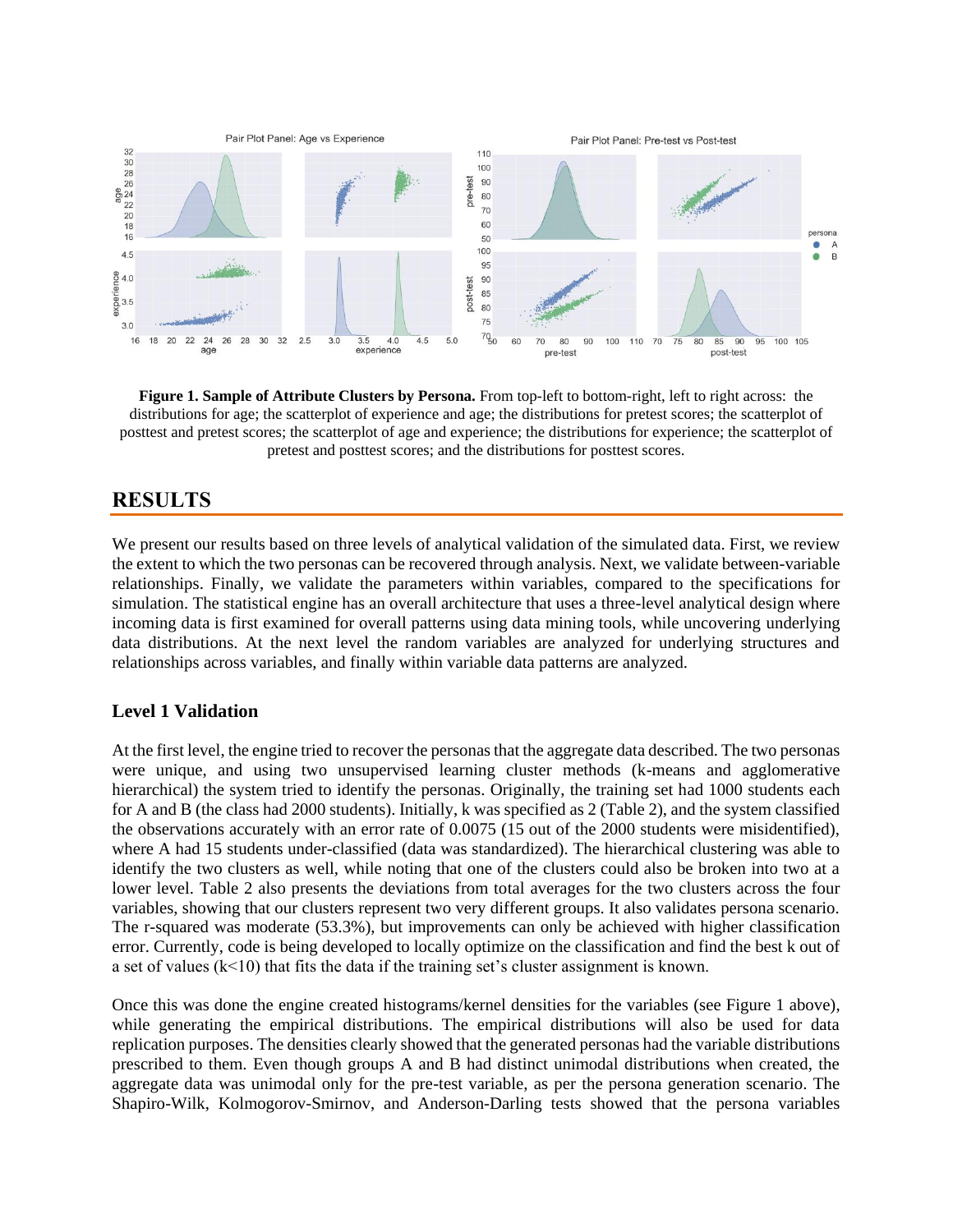**Figure 1. Sample of Attribute Clusters by Persona.** From top-left to bottom-right, left to right across: the distributions for age; the scatterplot of experience and age; the distributions for pretest scores; the scatterplot of posttest and pretest scores; the scatterplot of age and experience; the distributions for experience; the scatterplot of pretest and posttest scores; and the distributions for posttest scores.

## RESULTS

We present our results based on three levels of analytical validation of the simulated data. First, we review the extent to which the two personas can be recovered through analysis. Next, we validate between-variable relationships. Finally, we validate the parameters within variables, compared to the specifications for simulation. The statistical engine has an overall architecture that uses a three-level analytical design where incoming data is first examined for overall patterns using data mining tools, while uncovering underlying data distributions. At the next level the random variables are analyzed for underlying structures and relationships across variables, and finally within variable data patterns are analyzed.

### Level 1 Validation

At the first level, the engine tried to recover the personas that the aggregate data described. The two personas were unique, and using two unsupervised learning cluster methods (k-means and agglomerative hierarchical) the system tried to identify the personas. Originally, the training set had 1000 students each for A and B (the class had 2000 students). Initially, k was specified as 2 (Table 2), and the system classified the observations accurately with an error rate of 0.0075 (15 out of the 2000 students were misidentified), where A had 15 students under-classified (data was standardized). The hierarchical clustering was able to identify the two clusters as well, while noting that one of the clusters could also be broken into two at a lower level. Table 2 also presents the deviations from total averages for the two clusters across the four variables, showing that our clusters represent two very different groups. It also validates persona scenario. The r-squared was moderate (53.3%), but improvements can only be achieved with higher classification error. Currently, code is being developed to locally optimize on the classification and find the best k out of a set of values ($k<10$) that fits the data if the training set's cluster assignment is known.

Once this was done the engine created histograms/kernel densities for the variables (see Figure 1 above), while generating the empirical distributions. The empirical distributions will also be used for data replication purposes. The densities clearly showed that the generated personas had the variable distributions prescribed to them. Even though groups A and B had distinct unimodal distributions when created, the aggregate data was unimodal only for the pre-test variable, as per the persona generation scenario. The Shapiro-Wilk, Kolmogorov-Smirnov, and Anderson-Darling tests showed that the persona variables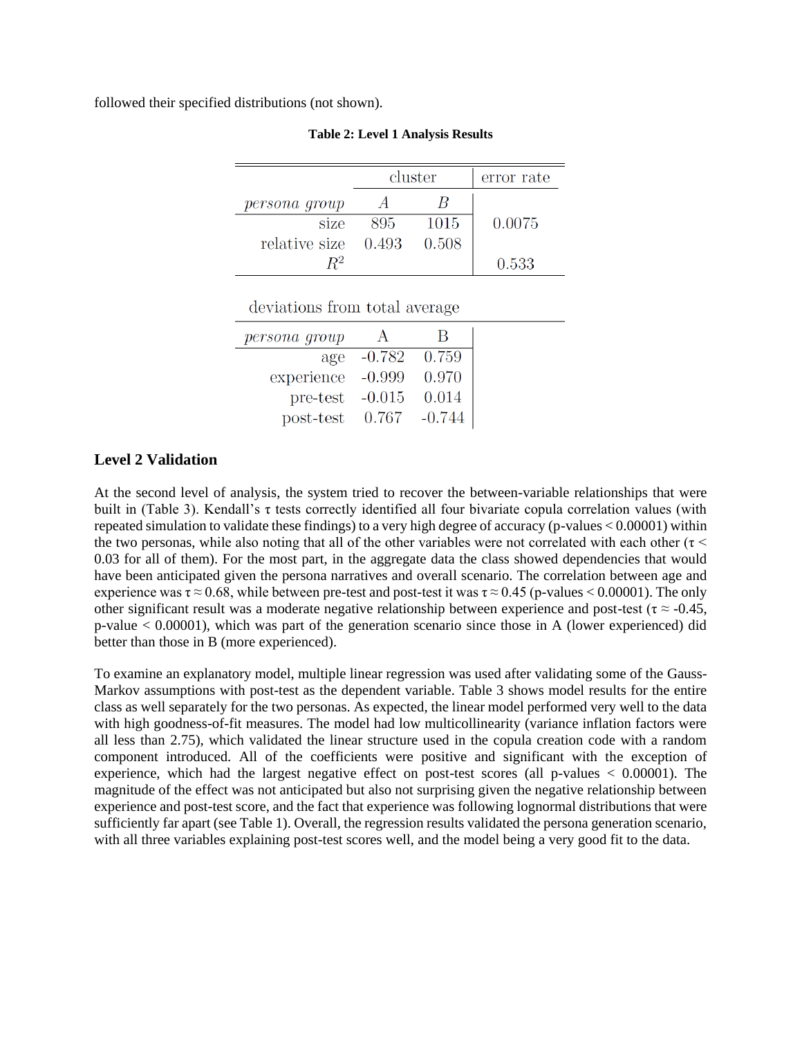followed their specified distributions (not shown).

**Table 2: Level 1 Analysis Results**

| | cluster | | error rate |
|---|---|---|---|
| *persona group* | *A* | *B* | |
| size | 895 | 1015 | 0.0075 |
| relative size | 0.493 | 0.508 | |
| $R^2$ | | | 0.533 |

deviations from total average

| *persona group* | A | B |
|---|---|---|
| age | -0.782 | 0.759 |
| experience | -0.999 | 0.970 |
| pre-test | -0.015 | 0.014 |
| post-test | 0.767 | -0.744 |

### Level 2 Validation

At the second level of analysis, the system tried to recover the between-variable relationships that were built in (Table 3). Kendall's τ tests correctly identified all four bivariate copula correlation values (with repeated simulation to validate these findings) to a very high degree of accuracy (p-values $< 0.00001$) within the two personas, while also noting that all of the other variables were not correlated with each other ($\tau < 0.03$ for all of them). For the most part, in the aggregate data the class showed dependencies that would have been anticipated given the persona narratives and overall scenario. The correlation between age and experience was $\tau \approx 0.68$, while between pre-test and post-test it was $\tau \approx 0.45$ (p-values $< 0.00001$). The only other significant result was a moderate negative relationship between experience and post-test ($\tau \approx -0.45$, p-value $< 0.00001$), which was part of the generation scenario since those in A (lower experienced) did better than those in B (more experienced).

To examine an explanatory model, multiple linear regression was used after validating some of the Gauss-Markov assumptions with post-test as the dependent variable. Table 3 shows model results for the entire class as well separately for the two personas. As expected, the linear model performed very well to the data with high goodness-of-fit measures. The model had low multicollinearity (variance inflation factors were all less than 2.75), which validated the linear structure used in the copula creation code with a random component introduced. All of the coefficients were positive and significant with the exception of experience, which had the largest negative effect on post-test scores (all p-values $< 0.00001$). The magnitude of the effect was not anticipated but also not surprising given the negative relationship between experience and post-test score, and the fact that experience was following lognormal distributions that were sufficiently far apart (see Table 1). Overall, the regression results validated the persona generation scenario, with all three variables explaining post-test scores well, and the model being a very good fit to the data.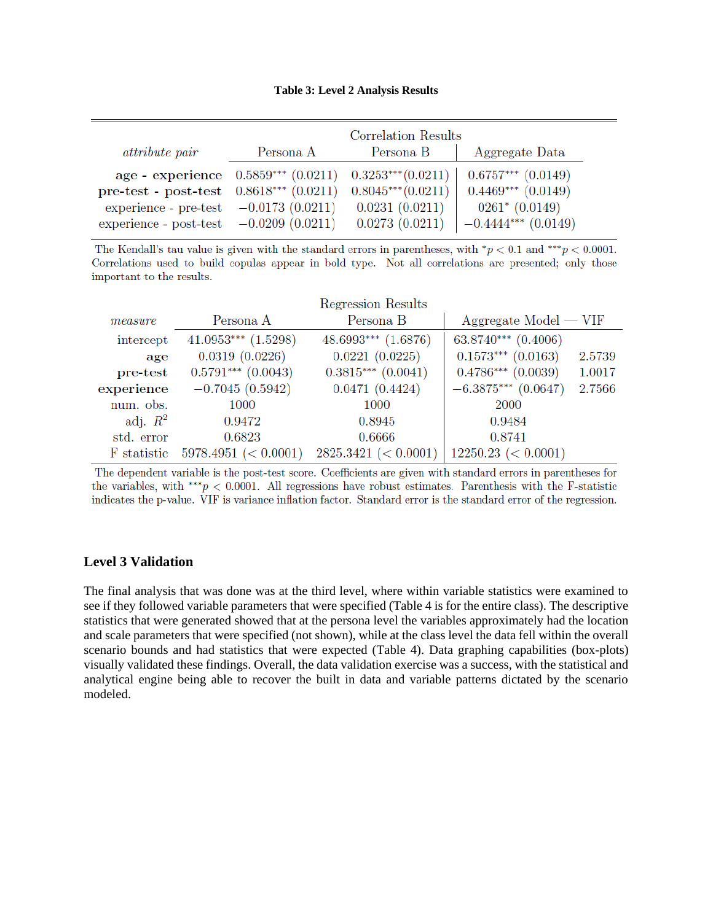**Table 3: Level 2 Analysis Results**

| *attribute pair* | Correlation Results Persona A | Persona B | Aggregate Data |
|---|---|---|---|
| **age - experience** | 0.5859*** (0.0211) | 0.3253***(0.0211) | 0.6757*** (0.0149) |
| **pre-test - post-test** | 0.8618*** (0.0211) | 0.8045***(0.0211) | 0.4469*** (0.0149) |
| experience - pre-test | −0.0173 (0.0211) | 0.0231 (0.0211) | 0261* (0.0149) |
| experience - post-test | −0.0209 (0.0211) | 0.0273 (0.0211) | −0.4444*** (0.0149) |

The Kendall's tau value is given with the standard errors in parentheses, with $^{*}p < 0.1$ and $^{***}p < 0.0001$. Correlations used to build copulas appear in bold type. Not all correlations are presented; only those important to the results.

| *measure* | Regression Results Persona A | Persona B | Aggregate Model | VIF |
|---|---|---|---|---|
| intercept | 41.0953*** (1.5298) | 48.6993*** (1.6876) | 63.8740*** (0.4006) | |
| **age** | 0.0319 (0.0226) | 0.0221 (0.0225) | 0.1573*** (0.0163) | 2.5739 |
| **pre-test** | 0.5791*** (0.0043) | 0.3815*** (0.0041) | 0.4786*** (0.0039) | 1.0017 |
| **experience** | −0.7045 (0.5942) | 0.0471 (0.4424) | −6.3875*** (0.0647) | 2.7566 |
| num. obs. | 1000 | 1000 | 2000 | |
| adj. $R^2$ | 0.9472 | 0.8945 | 0.9484 | |
| std. error | 0.6823 | 0.6666 | 0.8741 | |
| F statistic | 5978.4951 (< 0.0001) | 2825.3421 (< 0.0001) | 12250.23 (< 0.0001) | |

The dependent variable is the post-test score. Coefficients are given with standard errors in parentheses for the variables, with $^{***}p < 0.0001$. All regressions have robust estimates. Parenthesis with the F-statistic indicates the p-value. VIF is variance inflation factor. Standard error is the standard error of the regression.

## Level 3 Validation

The final analysis that was done was at the third level, where within variable statistics were examined to see if they followed variable parameters that were specified (Table 4 is for the entire class). The descriptive statistics that were generated showed that at the persona level the variables approximately had the location and scale parameters that were specified (not shown), while at the class level the data fell within the overall scenario bounds and had statistics that were expected (Table 4). Data graphing capabilities (box-plots) visually validated these findings. Overall, the data validation exercise was a success, with the statistical and analytical engine being able to recover the built in data and variable patterns dictated by the scenario modeled.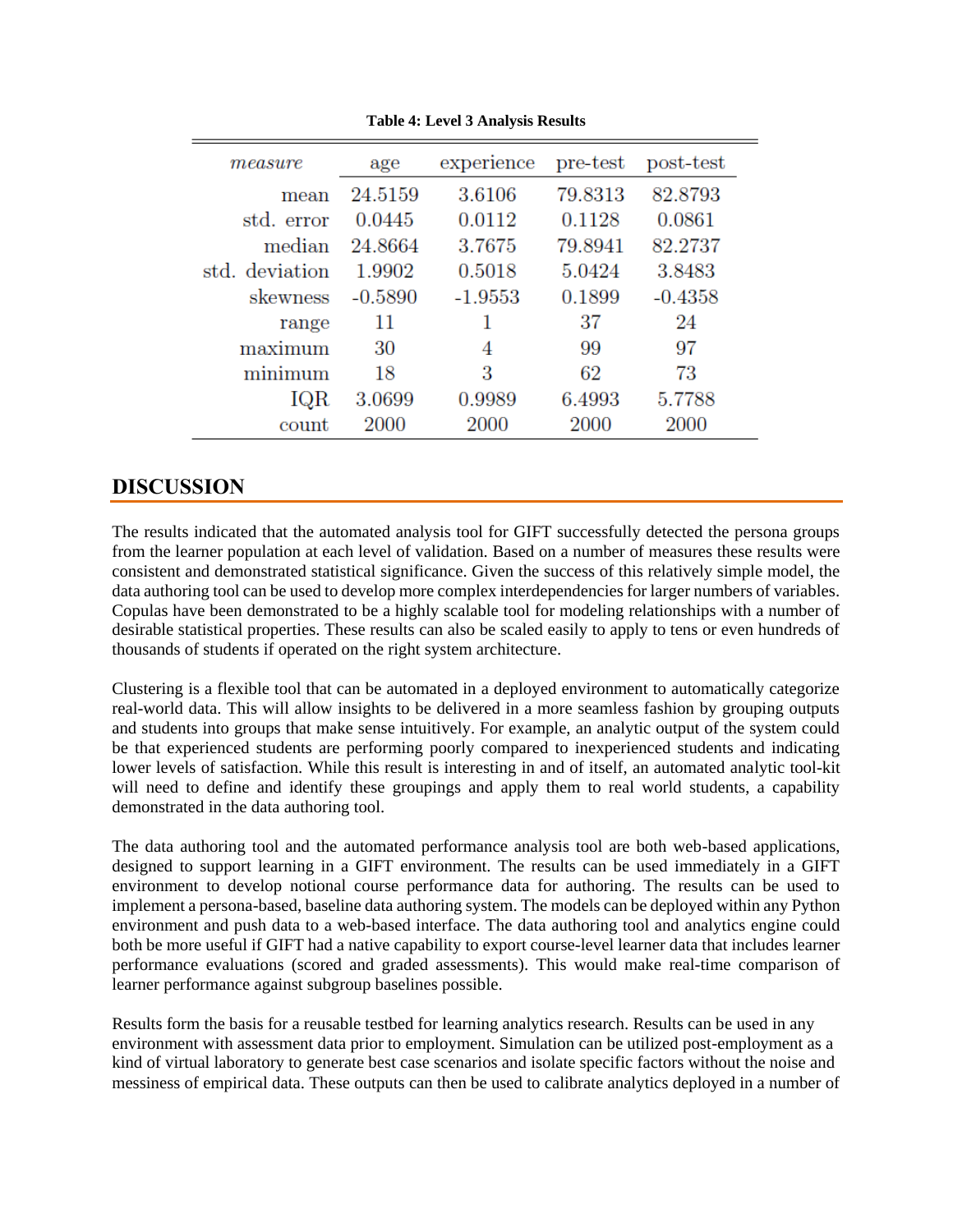**Table 4: Level 3 Analysis Results**

| *measure* | age | experience | pre-test | post-test |
|---|---|---|---|---|
| mean | 24.5159 | 3.6106 | 79.8313 | 82.8793 |
| std. error | 0.0445 | 0.0112 | 0.1128 | 0.0861 |
| median | 24.8664 | 3.7675 | 79.8941 | 82.2737 |
| std. deviation | 1.9902 | 0.5018 | 5.0424 | 3.8483 |
| skewness | -0.5890 | -1.9553 | 0.1899 | -0.4358 |
| range | 11 | 1 | 37 | 24 |
| maximum | 30 | 4 | 99 | 97 |
| minimum | 18 | 3 | 62 | 73 |
| IQR | 3.0699 | 0.9989 | 6.4993 | 5.7788 |
| count | 2000 | 2000 | 2000 | 2000 |

## DISCUSSION

The results indicated that the automated analysis tool for GIFT successfully detected the persona groups from the learner population at each level of validation. Based on a number of measures these results were consistent and demonstrated statistical significance. Given the success of this relatively simple model, the data authoring tool can be used to develop more complex interdependencies for larger numbers of variables. Copulas have been demonstrated to be a highly scalable tool for modeling relationships with a number of desirable statistical properties. These results can also be scaled easily to apply to tens or even hundreds of thousands of students if operated on the right system architecture.

Clustering is a flexible tool that can be automated in a deployed environment to automatically categorize real-world data. This will allow insights to be delivered in a more seamless fashion by grouping outputs and students into groups that make sense intuitively. For example, an analytic output of the system could be that experienced students are performing poorly compared to inexperienced students and indicating lower levels of satisfaction. While this result is interesting in and of itself, an automated analytic tool-kit will need to define and identify these groupings and apply them to real world students, a capability demonstrated in the data authoring tool.

The data authoring tool and the automated performance analysis tool are both web-based applications, designed to support learning in a GIFT environment. The results can be used immediately in a GIFT environment to develop notional course performance data for authoring. The results can be used to implement a persona-based, baseline data authoring system. The models can be deployed within any Python environment and push data to a web-based interface. The data authoring tool and analytics engine could both be more useful if GIFT had a native capability to export course-level learner data that includes learner performance evaluations (scored and graded assessments). This would make real-time comparison of learner performance against subgroup baselines possible.

Results form the basis for a reusable testbed for learning analytics research. Results can be used in any environment with assessment data prior to employment. Simulation can be utilized post-employment as a kind of virtual laboratory to generate best case scenarios and isolate specific factors without the noise and messiness of empirical data. These outputs can then be used to calibrate analytics deployed in a number of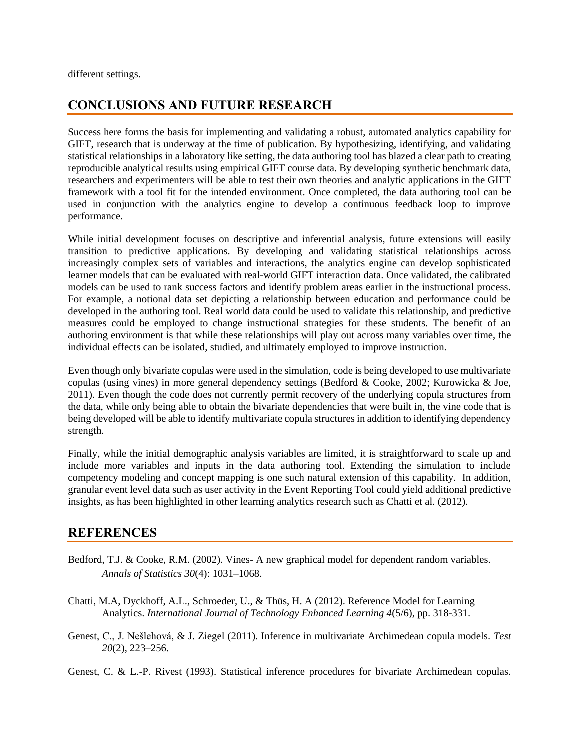different settings.

## CONCLUSIONS AND FUTURE RESEARCH

Success here forms the basis for implementing and validating a robust, automated analytics capability for GIFT, research that is underway at the time of publication. By hypothesizing, identifying, and validating statistical relationships in a laboratory like setting, the data authoring tool has blazed a clear path to creating reproducible analytical results using empirical GIFT course data. By developing synthetic benchmark data, researchers and experimenters will be able to test their own theories and analytic applications in the GIFT framework with a tool fit for the intended environment. Once completed, the data authoring tool can be used in conjunction with the analytics engine to develop a continuous feedback loop to improve performance.

While initial development focuses on descriptive and inferential analysis, future extensions will easily transition to predictive applications. By developing and validating statistical relationships across increasingly complex sets of variables and interactions, the analytics engine can develop sophisticated learner models that can be evaluated with real-world GIFT interaction data. Once validated, the calibrated models can be used to rank success factors and identify problem areas earlier in the instructional process. For example, a notional data set depicting a relationship between education and performance could be developed in the authoring tool. Real world data could be used to validate this relationship, and predictive measures could be employed to change instructional strategies for these students. The benefit of an authoring environment is that while these relationships will play out across many variables over time, the individual effects can be isolated, studied, and ultimately employed to improve instruction.

Even though only bivariate copulas were used in the simulation, code is being developed to use multivariate copulas (using vines) in more general dependency settings (Bedford & Cooke, 2002; Kurowicka & Joe, 2011). Even though the code does not currently permit recovery of the underlying copula structures from the data, while only being able to obtain the bivariate dependencies that were built in, the vine code that is being developed will be able to identify multivariate copula structures in addition to identifying dependency strength.

Finally, while the initial demographic analysis variables are limited, it is straightforward to scale up and include more variables and inputs in the data authoring tool. Extending the simulation to include competency modeling and concept mapping is one such natural extension of this capability. In addition, granular event level data such as user activity in the Event Reporting Tool could yield additional predictive insights, as has been highlighted in other learning analytics research such as Chatti et al. (2012).

## REFERENCES

Bedford, T.J. & Cooke, R.M. (2002). Vines- A new graphical model for dependent random variables. *Annals of Statistics 30*(4): 1031–1068.

Chatti, M.A, Dyckhoff, A.L., Schroeder, U., & Thüs, H. A (2012). Reference Model for Learning Analytics. *International Journal of Technology Enhanced Learning 4*(5/6), pp. 318-331.

Genest, C., J. Nešlehová, & J. Ziegel (2011). Inference in multivariate Archimedean copula models. *Test 20*(2), 223–256.

Genest, C. & L.-P. Rivest (1993). Statistical inference procedures for bivariate Archimedean copulas.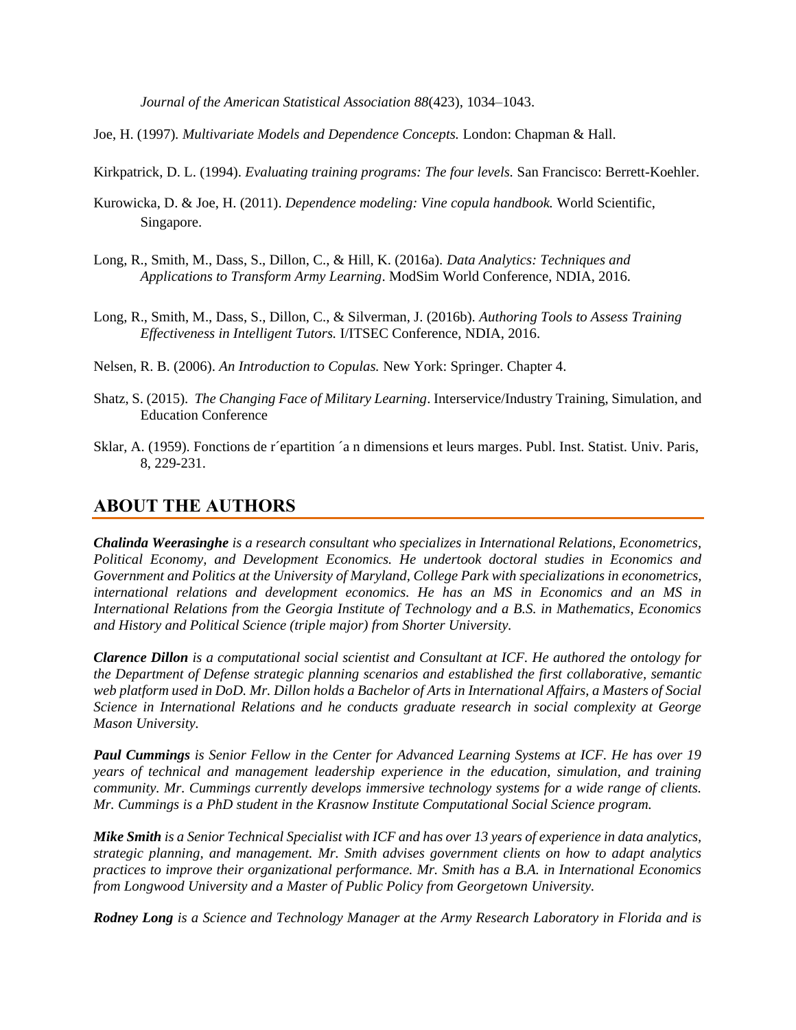*Journal of the American Statistical Association 88*(423), 1034–1043.

Joe, H. (1997). *Multivariate Models and Dependence Concepts.* London: Chapman & Hall.

Kirkpatrick, D. L. (1994). *Evaluating training programs: The four levels.* San Francisco: Berrett-Koehler.

Kurowicka, D. & Joe, H. (2011). *Dependence modeling: Vine copula handbook.* World Scientific, Singapore.

Long, R., Smith, M., Dass, S., Dillon, C., & Hill, K. (2016a). *Data Analytics: Techniques and Applications to Transform Army Learning*. ModSim World Conference, NDIA, 2016.

Long, R., Smith, M., Dass, S., Dillon, C., & Silverman, J. (2016b). *Authoring Tools to Assess Training Effectiveness in Intelligent Tutors.* I/ITSEC Conference, NDIA, 2016.

Nelsen, R. B. (2006). *An Introduction to Copulas.* New York: Springer. Chapter 4.

Shatz, S. (2015). *The Changing Face of Military Learning*. Interservice/Industry Training, Simulation, and Education Conference

Sklar, A. (1959). Fonctions de r´epartition ´a n dimensions et leurs marges. Publ. Inst. Statist. Univ. Paris, 8, 229-231.

## ABOUT THE AUTHORS

***Chalinda Weerasinghe*** *is a research consultant who specializes in International Relations, Econometrics, Political Economy, and Development Economics. He undertook doctoral studies in Economics and Government and Politics at the University of Maryland, College Park with specializations in econometrics, international relations and development economics. He has an MS in Economics and an MS in International Relations from the Georgia Institute of Technology and a B.S. in Mathematics, Economics and History and Political Science (triple major) from Shorter University.*

***Clarence Dillon*** *is a computational social scientist and Consultant at ICF. He authored the ontology for the Department of Defense strategic planning scenarios and established the first collaborative, semantic web platform used in DoD. Mr. Dillon holds a Bachelor of Arts in International Affairs, a Masters of Social Science in International Relations and he conducts graduate research in social complexity at George Mason University.*

***Paul Cummings*** *is Senior Fellow in the Center for Advanced Learning Systems at ICF. He has over 19 years of technical and management leadership experience in the education, simulation, and training community. Mr. Cummings currently develops immersive technology systems for a wide range of clients. Mr. Cummings is a PhD student in the Krasnow Institute Computational Social Science program.*

***Mike Smith*** *is a Senior Technical Specialist with ICF and has over 13 years of experience in data analytics, strategic planning, and management. Mr. Smith advises government clients on how to adapt analytics practices to improve their organizational performance. Mr. Smith has a B.A. in International Economics from Longwood University and a Master of Public Policy from Georgetown University.*

***Rodney Long*** *is a Science and Technology Manager at the Army Research Laboratory in Florida and is*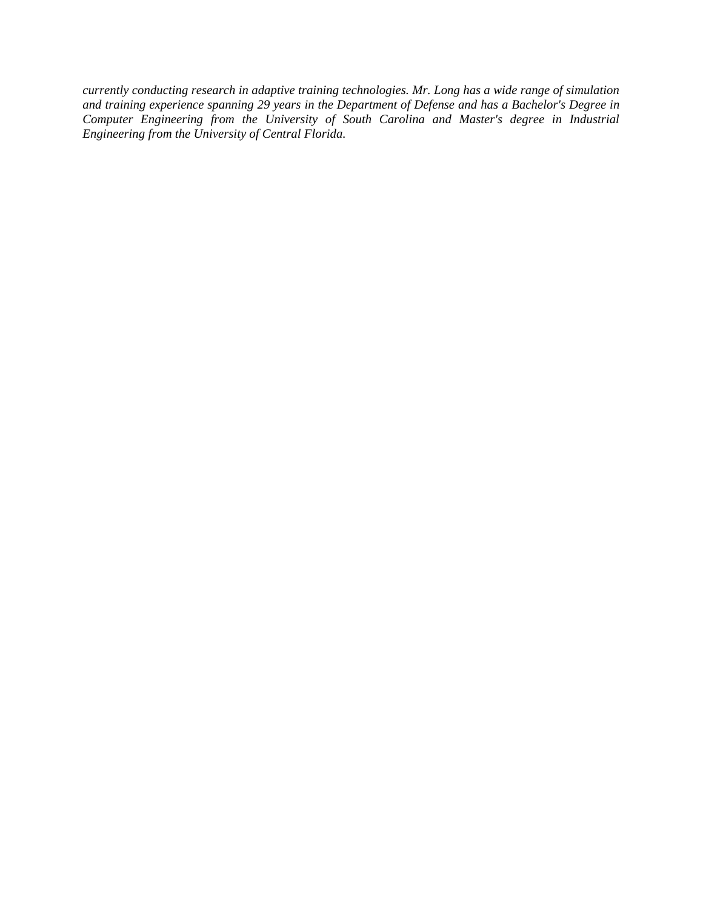*currently conducting research in adaptive training technologies. Mr. Long has a wide range of simulation and training experience spanning 29 years in the Department of Defense and has a Bachelor's Degree in Computer Engineering from the University of South Carolina and Master's degree in Industrial Engineering from the University of Central Florida.*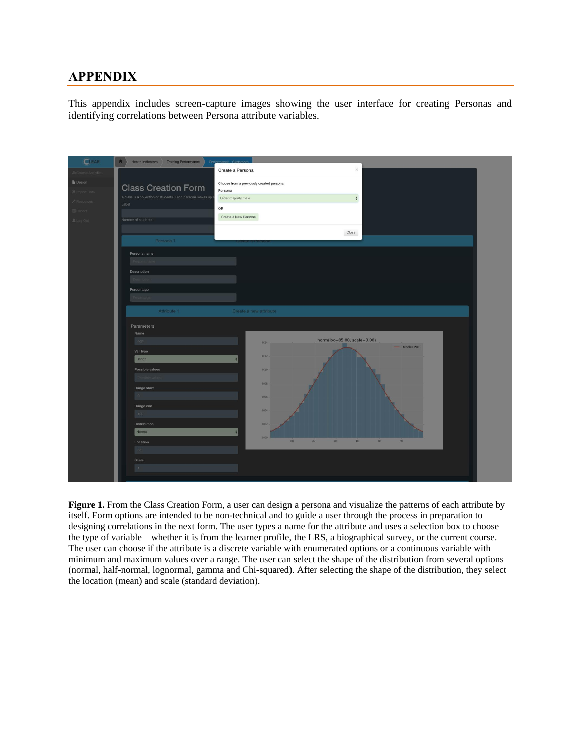# APPENDIX

This appendix includes screen-capture images showing the user interface for creating Personas and identifying correlations between Persona attribute variables.

**Figure 1.** From the Class Creation Form, a user can design a persona and visualize the patterns of each attribute by itself. Form options are intended to be non-technical and to guide a user through the process in preparation to designing correlations in the next form. The user types a name for the attribute and uses a selection box to choose the type of variable—whether it is from the learner profile, the LRS, a biographical survey, or the current course. The user can choose if the attribute is a discrete variable with enumerated options or a continuous variable with minimum and maximum values over a range. The user can select the shape of the distribution from several options (normal, half-normal, lognormal, gamma and Chi-squared). After selecting the shape of the distribution, they select the location (mean) and scale (standard deviation).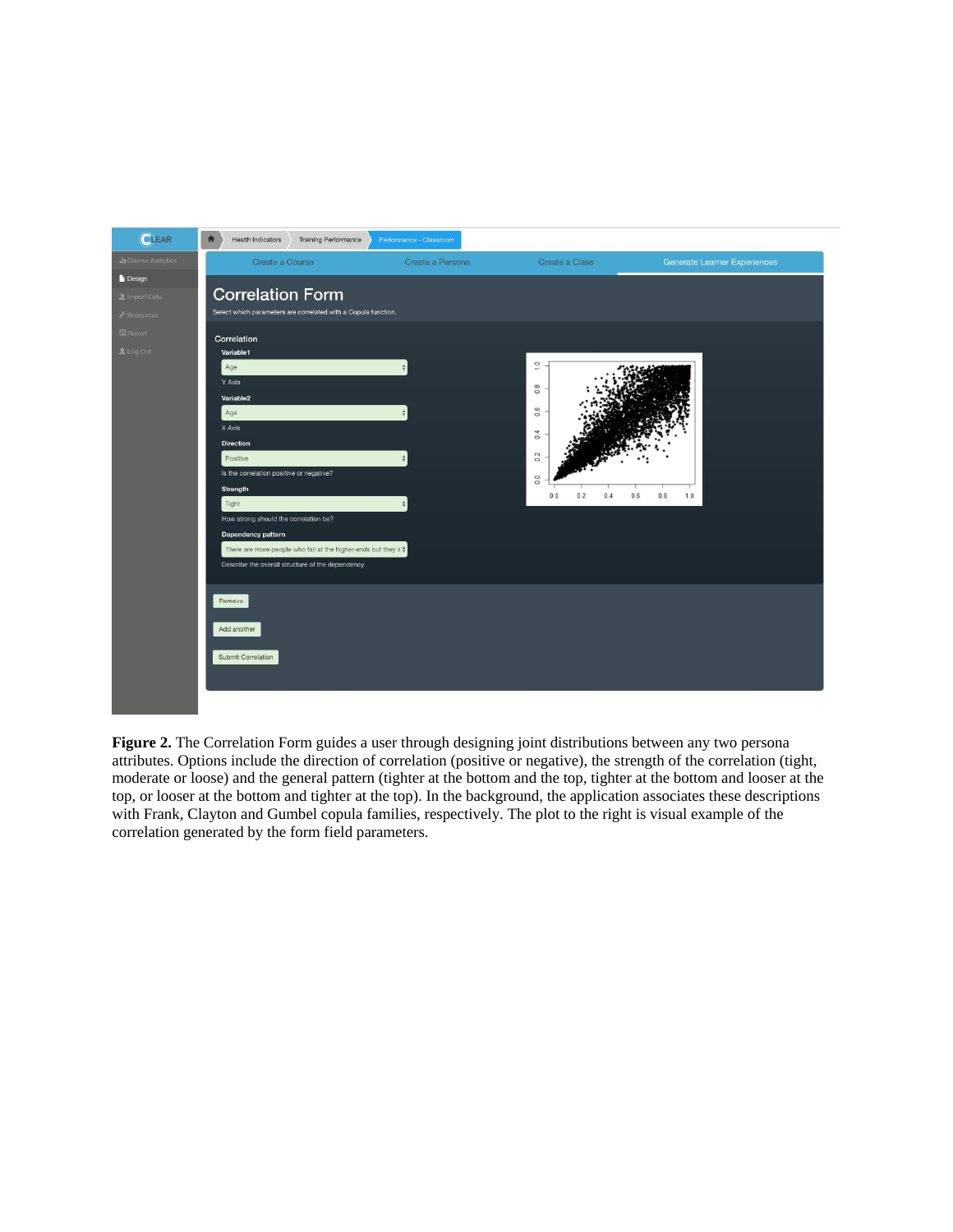CLEAR

Health Indicators | Training Performance | Performance - Classroom

- Course Analytics
- Design
- Import Data
- Resources
- Report
- Log Out

Create a Course | Create a Persona | Create a Class | Generate Learner Experiences

## Correlation Form

Select which parameters are correlated with a Copula function.

Correlation

**Variable1**

Age

Y Axis

**Variable2**

Age

X Axis

**Direction**

Positive

Is the correlation positive or negative?

**Strength**

Tight

How strong should the correlation be?

**Dependency pattern**

There are more people who fall at the higher ends but they a

Describe the overall structure of the dependency.

0.0
0.2
0.4
0.6
0.8
1.0

0.0
0.2
0.4
0.6
0.8
1.0

Remove

Add another

Submit Correlation

**Figure 2.** The Correlation Form guides a user through designing joint distributions between any two persona attributes. Options include the direction of correlation (positive or negative), the strength of the correlation (tight, moderate or loose) and the general pattern (tighter at the bottom and the top, tighter at the bottom and looser at the top, or looser at the bottom and tighter at the top). In the background, the application associates these descriptions with Frank, Clayton and Gumbel copula families, respectively. The plot to the right is visual example of the correlation generated by the form field parameters.